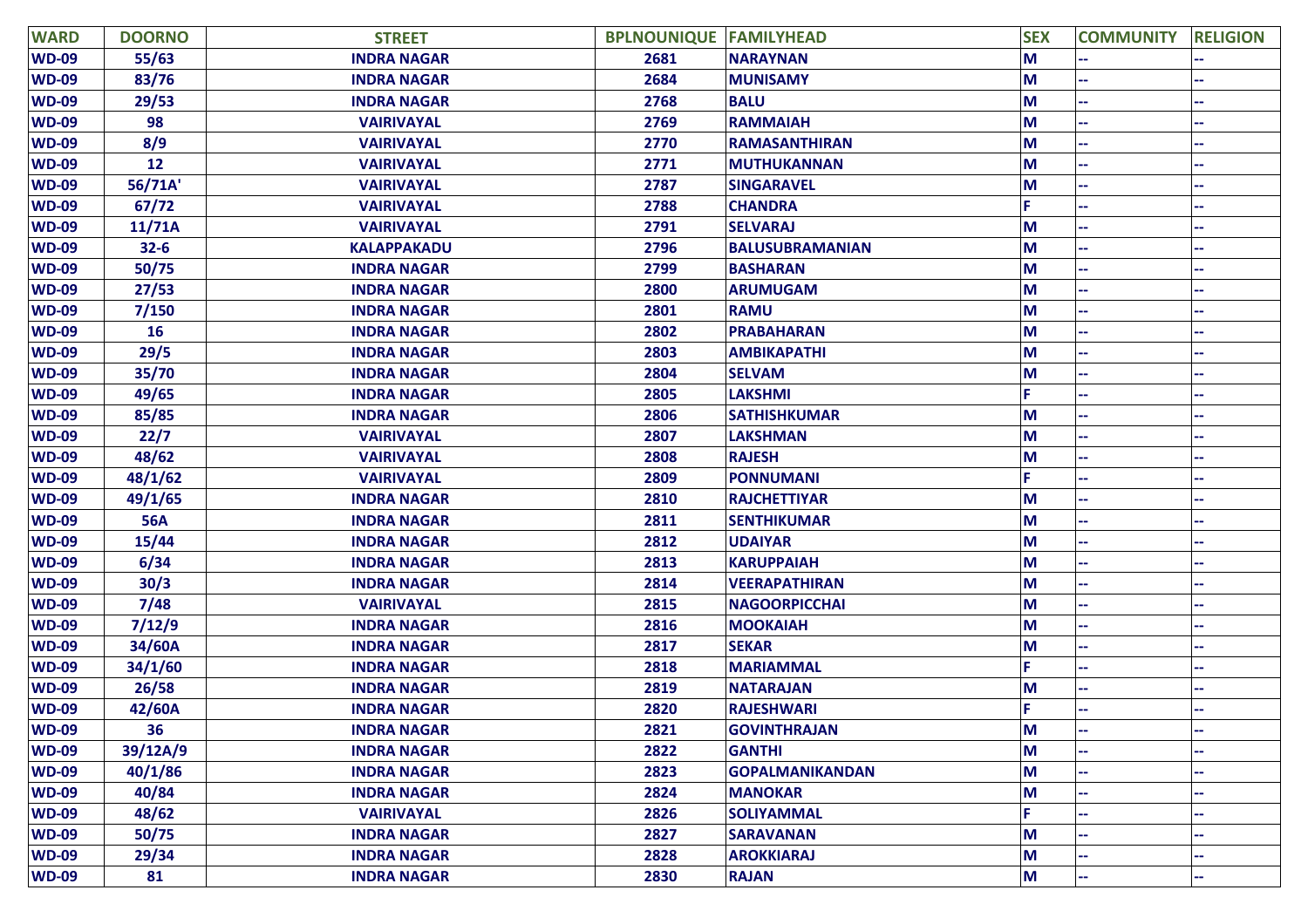| WARD | DOORNO | STREET | BPLNOUNIQUE | FAMILYHEAD | SEX | COMMUNITY | RELIGION |
|---|---|---|---|---|---|---|---|
| WD-09 | 55/63 | INDRA NAGAR | 2681 | NARAYNAN | M | -- | -- |
| WD-09 | 83/76 | INDRA NAGAR | 2684 | MUNISAMY | M | -- | -- |
| WD-09 | 29/53 | INDRA NAGAR | 2768 | BALU | M | -- | -- |
| WD-09 | 98 | VAIRIVAYAL | 2769 | RAMMAIAH | M | -- | -- |
| WD-09 | 8/9 | VAIRIVAYAL | 2770 | RAMASANTHIRAN | M | -- | -- |
| WD-09 | 12 | VAIRIVAYAL | 2771 | MUTHUKANNAN | M | -- | -- |
| WD-09 | 56/71A' | VAIRIVAYAL | 2787 | SINGARAVEL | M | -- | -- |
| WD-09 | 67/72 | VAIRIVAYAL | 2788 | CHANDRA | F | -- | -- |
| WD-09 | 11/71A | VAIRIVAYAL | 2791 | SELVARAJ | M | -- | -- |
| WD-09 | 32-6 | KALAPPAKADU | 2796 | BALUSUBRAMANIAN | M | -- | -- |
| WD-09 | 50/75 | INDRA NAGAR | 2799 | BASHARAN | M | -- | -- |
| WD-09 | 27/53 | INDRA NAGAR | 2800 | ARUMUGAM | M | -- | -- |
| WD-09 | 7/150 | INDRA NAGAR | 2801 | RAMU | M | -- | -- |
| WD-09 | 16 | INDRA NAGAR | 2802 | PRABAHARAN | M | -- | -- |
| WD-09 | 29/5 | INDRA NAGAR | 2803 | AMBIKAPATHI | M | -- | -- |
| WD-09 | 35/70 | INDRA NAGAR | 2804 | SELVAM | M | -- | -- |
| WD-09 | 49/65 | INDRA NAGAR | 2805 | LAKSHMI | F | -- | -- |
| WD-09 | 85/85 | INDRA NAGAR | 2806 | SATHISHKUMAR | M | -- | -- |
| WD-09 | 22/7 | VAIRIVAYAL | 2807 | LAKSHMAN | M | -- | -- |
| WD-09 | 48/62 | VAIRIVAYAL | 2808 | RAJESH | M | -- | -- |
| WD-09 | 48/1/62 | VAIRIVAYAL | 2809 | PONNUMANI | F | -- | -- |
| WD-09 | 49/1/65 | INDRA NAGAR | 2810 | RAJCHETTIYAR | M | -- | -- |
| WD-09 | 56A | INDRA NAGAR | 2811 | SENTHIKUMAR | M | -- | -- |
| WD-09 | 15/44 | INDRA NAGAR | 2812 | UDAIYAR | M | -- | -- |
| WD-09 | 6/34 | INDRA NAGAR | 2813 | KARUPPAIAH | M | -- | -- |
| WD-09 | 30/3 | INDRA NAGAR | 2814 | VEERAPATHIRAN | M | -- | -- |
| WD-09 | 7/48 | VAIRIVAYAL | 2815 | NAGOORPICCHAI | M | -- | -- |
| WD-09 | 7/12/9 | INDRA NAGAR | 2816 | MOOKAIAH | M | -- | -- |
| WD-09 | 34/60A | INDRA NAGAR | 2817 | SEKAR | M | -- | -- |
| WD-09 | 34/1/60 | INDRA NAGAR | 2818 | MARIAMMAL | F | -- | -- |
| WD-09 | 26/58 | INDRA NAGAR | 2819 | NATARAJAN | M | -- | -- |
| WD-09 | 42/60A | INDRA NAGAR | 2820 | RAJESHWARI | F | -- | -- |
| WD-09 | 36 | INDRA NAGAR | 2821 | GOVINTHRAJAN | M | -- | -- |
| WD-09 | 39/12A/9 | INDRA NAGAR | 2822 | GANTHI | M | -- | -- |
| WD-09 | 40/1/86 | INDRA NAGAR | 2823 | GOPALMANIKANDAN | M | -- | -- |
| WD-09 | 40/84 | INDRA NAGAR | 2824 | MANOKAR | M | -- | -- |
| WD-09 | 48/62 | VAIRIVAYAL | 2826 | SOLIYAMMAL | F | -- | -- |
| WD-09 | 50/75 | INDRA NAGAR | 2827 | SARAVANAN | M | -- | -- |
| WD-09 | 29/34 | INDRA NAGAR | 2828 | AROKKIARAJ | M | -- | -- |
| WD-09 | 81 | INDRA NAGAR | 2830 | RAJAN | M | -- | -- |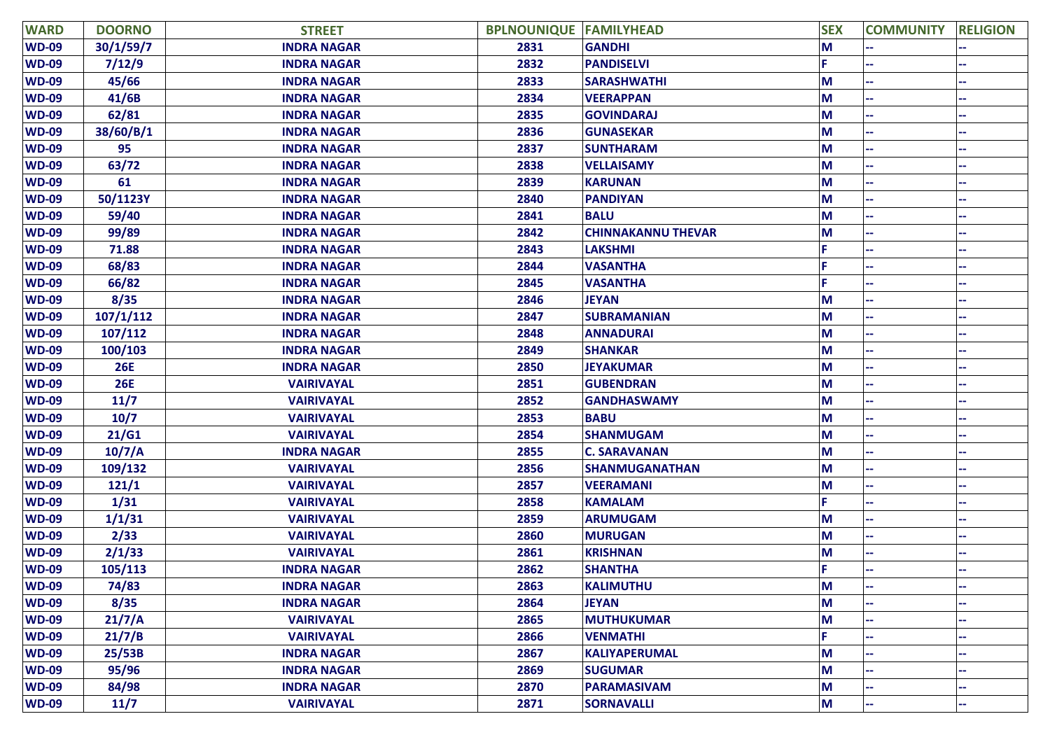| WARD | DOORNO | STREET | BPLNOUNIQUE | FAMILYHEAD | SEX | COMMUNITY | RELIGION |
| --- | --- | --- | --- | --- | --- | --- | --- |
| WD-09 | 30/1/59/7 | INDRA NAGAR | 2831 | GANDHI | M | -- | -- |
| WD-09 | 7/12/9 | INDRA NAGAR | 2832 | PANDISELVI | F | -- | -- |
| WD-09 | 45/66 | INDRA NAGAR | 2833 | SARASHWATHI | M | -- | -- |
| WD-09 | 41/6B | INDRA NAGAR | 2834 | VEERAPPAN | M | -- | -- |
| WD-09 | 62/81 | INDRA NAGAR | 2835 | GOVINDARAJ | M | -- | -- |
| WD-09 | 38/60/B/1 | INDRA NAGAR | 2836 | GUNASEKAR | M | -- | -- |
| WD-09 | 95 | INDRA NAGAR | 2837 | SUNTHARAM | M | -- | -- |
| WD-09 | 63/72 | INDRA NAGAR | 2838 | VELLAISAMY | M | -- | -- |
| WD-09 | 61 | INDRA NAGAR | 2839 | KARUNAN | M | -- | -- |
| WD-09 | 50/1123Y | INDRA NAGAR | 2840 | PANDIYAN | M | -- | -- |
| WD-09 | 59/40 | INDRA NAGAR | 2841 | BALU | M | -- | -- |
| WD-09 | 99/89 | INDRA NAGAR | 2842 | CHINNAKANNU THEVAR | M | -- | -- |
| WD-09 | 71.88 | INDRA NAGAR | 2843 | LAKSHMI | F | -- | -- |
| WD-09 | 68/83 | INDRA NAGAR | 2844 | VASANTHA | F | -- | -- |
| WD-09 | 66/82 | INDRA NAGAR | 2845 | VASANTHA | F | -- | -- |
| WD-09 | 8/35 | INDRA NAGAR | 2846 | JEYAN | M | -- | -- |
| WD-09 | 107/1/112 | INDRA NAGAR | 2847 | SUBRAMANIAN | M | -- | -- |
| WD-09 | 107/112 | INDRA NAGAR | 2848 | ANNADURAI | M | -- | -- |
| WD-09 | 100/103 | INDRA NAGAR | 2849 | SHANKAR | M | -- | -- |
| WD-09 | 26E | INDRA NAGAR | 2850 | JEYAKUMAR | M | -- | -- |
| WD-09 | 26E | VAIRIVAYAL | 2851 | GUBENDRAN | M | -- | -- |
| WD-09 | 11/7 | VAIRIVAYAL | 2852 | GANDHASWAMY | M | -- | -- |
| WD-09 | 10/7 | VAIRIVAYAL | 2853 | BABU | M | -- | -- |
| WD-09 | 21/G1 | VAIRIVAYAL | 2854 | SHANMUGAM | M | -- | -- |
| WD-09 | 10/7/A | INDRA NAGAR | 2855 | C. SARAVANAN | M | -- | -- |
| WD-09 | 109/132 | VAIRIVAYAL | 2856 | SHANMUGANATHAN | M | -- | -- |
| WD-09 | 121/1 | VAIRIVAYAL | 2857 | VEERAMANI | M | -- | -- |
| WD-09 | 1/31 | VAIRIVAYAL | 2858 | KAMALAM | F | -- | -- |
| WD-09 | 1/1/31 | VAIRIVAYAL | 2859 | ARUMUGAM | M | -- | -- |
| WD-09 | 2/33 | VAIRIVAYAL | 2860 | MURUGAN | M | -- | -- |
| WD-09 | 2/1/33 | VAIRIVAYAL | 2861 | KRISHNAN | M | -- | -- |
| WD-09 | 105/113 | INDRA NAGAR | 2862 | SHANTHA | F | -- | -- |
| WD-09 | 74/83 | INDRA NAGAR | 2863 | KALIMUTHU | M | -- | -- |
| WD-09 | 8/35 | INDRA NAGAR | 2864 | JEYAN | M | -- | -- |
| WD-09 | 21/7/A | VAIRIVAYAL | 2865 | MUTHUKUMAR | M | -- | -- |
| WD-09 | 21/7/B | VAIRIVAYAL | 2866 | VENMATHI | F | -- | -- |
| WD-09 | 25/53B | INDRA NAGAR | 2867 | KALIYAPERUMAL | M | -- | -- |
| WD-09 | 95/96 | INDRA NAGAR | 2869 | SUGUMAR | M | -- | -- |
| WD-09 | 84/98 | INDRA NAGAR | 2870 | PARAMASIVAM | M | -- | -- |
| WD-09 | 11/7 | VAIRIVAYAL | 2871 | SORNAVALLI | M | -- | -- |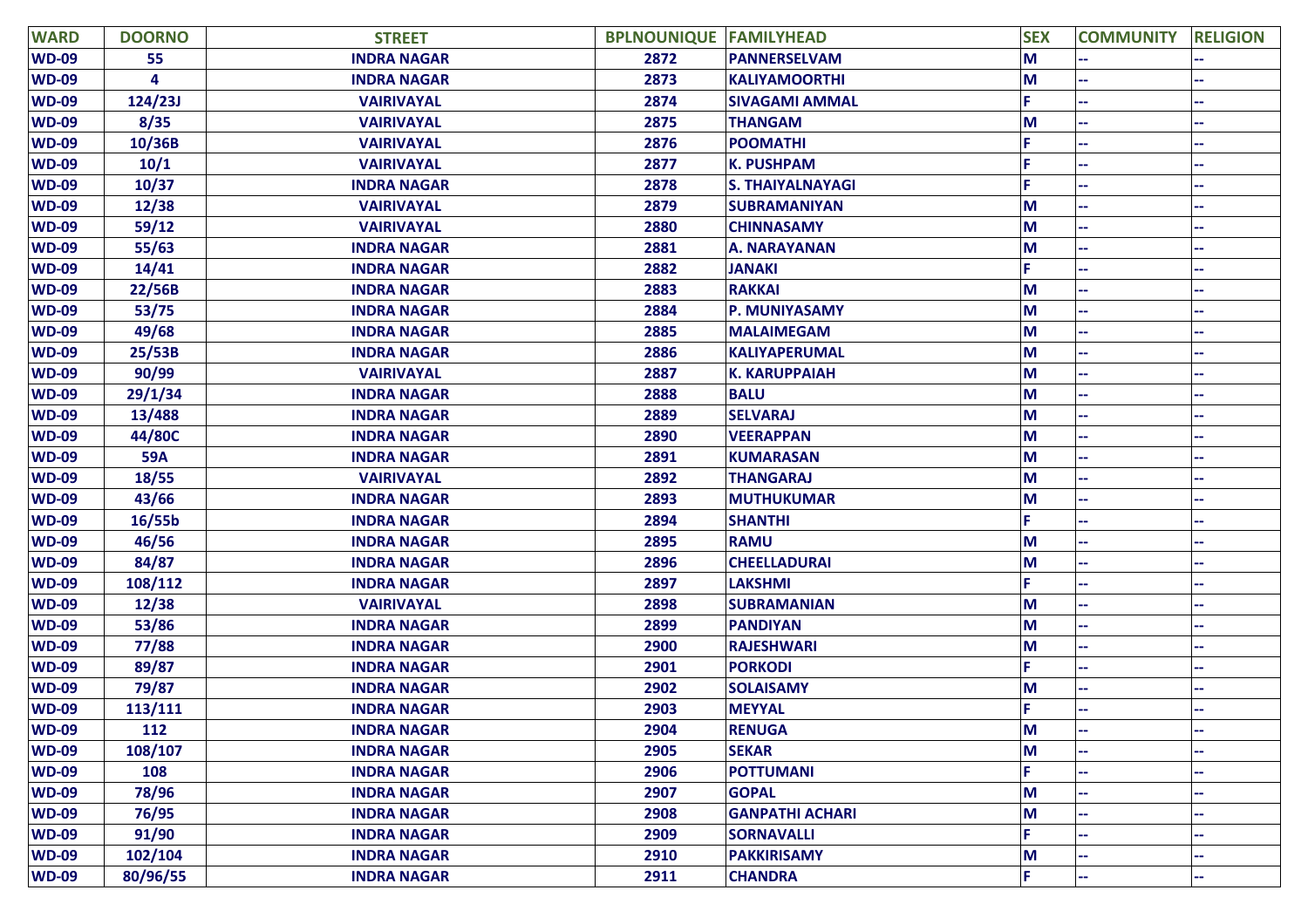| WARD | DOORNO | STREET | BPLNOUNIQUE | FAMILYHEAD | SEX | COMMUNITY | RELIGION |
|---|---|---|---|---|---|---|---|
| WD-09 | 55 | INDRA NAGAR | 2872 | PANNERSELVAM | M | -- | -- |
| WD-09 | 4 | INDRA NAGAR | 2873 | KALIYAMOORTHI | M | -- | -- |
| WD-09 | 124/23J | VAIRIVAYAL | 2874 | SIVAGAMI AMMAL | F | -- | -- |
| WD-09 | 8/35 | VAIRIVAYAL | 2875 | THANGAM | M | -- | -- |
| WD-09 | 10/36B | VAIRIVAYAL | 2876 | POOMATHI | F | -- | -- |
| WD-09 | 10/1 | VAIRIVAYAL | 2877 | K. PUSHPAM | F | -- | -- |
| WD-09 | 10/37 | INDRA NAGAR | 2878 | S. THAIYALNAYAGI | F | -- | -- |
| WD-09 | 12/38 | VAIRIVAYAL | 2879 | SUBRAMANIYAN | M | -- | -- |
| WD-09 | 59/12 | VAIRIVAYAL | 2880 | CHINNASAMY | M | -- | -- |
| WD-09 | 55/63 | INDRA NAGAR | 2881 | A. NARAYANAN | M | -- | -- |
| WD-09 | 14/41 | INDRA NAGAR | 2882 | JANAKI | F | -- | -- |
| WD-09 | 22/56B | INDRA NAGAR | 2883 | RAKKAI | M | -- | -- |
| WD-09 | 53/75 | INDRA NAGAR | 2884 | P. MUNIYASAMY | M | -- | -- |
| WD-09 | 49/68 | INDRA NAGAR | 2885 | MALAIMEGAM | M | -- | -- |
| WD-09 | 25/53B | INDRA NAGAR | 2886 | KALIYAPERUMAL | M | -- | -- |
| WD-09 | 90/99 | VAIRIVAYAL | 2887 | K. KARUPPAIAH | M | -- | -- |
| WD-09 | 29/1/34 | INDRA NAGAR | 2888 | BALU | M | -- | -- |
| WD-09 | 13/488 | INDRA NAGAR | 2889 | SELVARAJ | M | -- | -- |
| WD-09 | 44/80C | INDRA NAGAR | 2890 | VEERAPPAN | M | -- | -- |
| WD-09 | 59A | INDRA NAGAR | 2891 | KUMARASAN | M | -- | -- |
| WD-09 | 18/55 | VAIRIVAYAL | 2892 | THANGARAJ | M | -- | -- |
| WD-09 | 43/66 | INDRA NAGAR | 2893 | MUTHUKUMAR | M | -- | -- |
| WD-09 | 16/55b | INDRA NAGAR | 2894 | SHANTHI | F | -- | -- |
| WD-09 | 46/56 | INDRA NAGAR | 2895 | RAMU | M | -- | -- |
| WD-09 | 84/87 | INDRA NAGAR | 2896 | CHEELLADURAI | M | -- | -- |
| WD-09 | 108/112 | INDRA NAGAR | 2897 | LAKSHMI | F | -- | -- |
| WD-09 | 12/38 | VAIRIVAYAL | 2898 | SUBRAMANIAN | M | -- | -- |
| WD-09 | 53/86 | INDRA NAGAR | 2899 | PANDIYAN | M | -- | -- |
| WD-09 | 77/88 | INDRA NAGAR | 2900 | RAJESHWARI | M | -- | -- |
| WD-09 | 89/87 | INDRA NAGAR | 2901 | PORKODI | F | -- | -- |
| WD-09 | 79/87 | INDRA NAGAR | 2902 | SOLAISAMY | M | -- | -- |
| WD-09 | 113/111 | INDRA NAGAR | 2903 | MEYYAL | F | -- | -- |
| WD-09 | 112 | INDRA NAGAR | 2904 | RENUGA | M | -- | -- |
| WD-09 | 108/107 | INDRA NAGAR | 2905 | SEKAR | M | -- | -- |
| WD-09 | 108 | INDRA NAGAR | 2906 | POTTUMANI | F | -- | -- |
| WD-09 | 78/96 | INDRA NAGAR | 2907 | GOPAL | M | -- | -- |
| WD-09 | 76/95 | INDRA NAGAR | 2908 | GANPATHI ACHARI | M | -- | -- |
| WD-09 | 91/90 | INDRA NAGAR | 2909 | SORNAVALLI | F | -- | -- |
| WD-09 | 102/104 | INDRA NAGAR | 2910 | PAKKIRISAMY | M | -- | -- |
| WD-09 | 80/96/55 | INDRA NAGAR | 2911 | CHANDRA | F | -- | -- |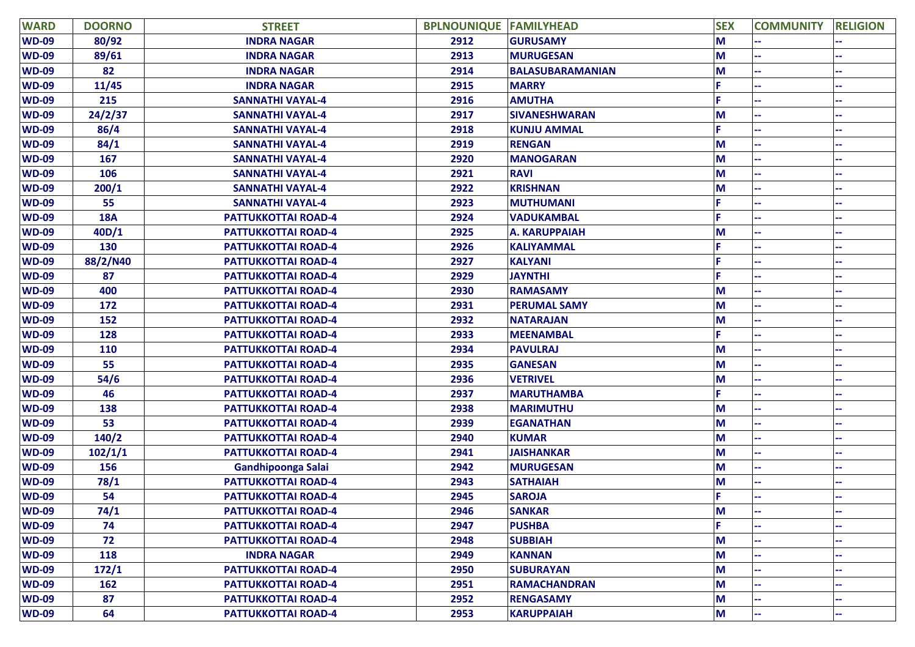| WARD | DOORNO | STREET | BPLNOUNIQUE | FAMILYHEAD | SEX | COMMUNITY | RELIGION |
|---|---|---|---|---|---|---|---|
| WD-09 | 80/92 | INDRA NAGAR | 2912 | GURUSAMY | M | -- | -- |
| WD-09 | 89/61 | INDRA NAGAR | 2913 | MURUGESAN | M | -- | -- |
| WD-09 | 82 | INDRA NAGAR | 2914 | BALASUBARAMANIAN | M | -- | -- |
| WD-09 | 11/45 | INDRA NAGAR | 2915 | MARRY | F | -- | -- |
| WD-09 | 215 | SANNATHI VAYAL-4 | 2916 | AMUTHA | F | -- | -- |
| WD-09 | 24/2/37 | SANNATHI VAYAL-4 | 2917 | SIVANESHWARAN | M | -- | -- |
| WD-09 | 86/4 | SANNATHI VAYAL-4 | 2918 | KUNJU AMMAL | F | -- | -- |
| WD-09 | 84/1 | SANNATHI VAYAL-4 | 2919 | RENGAN | M | -- | -- |
| WD-09 | 167 | SANNATHI VAYAL-4 | 2920 | MANOGARAN | M | -- | -- |
| WD-09 | 106 | SANNATHI VAYAL-4 | 2921 | RAVI | M | -- | -- |
| WD-09 | 200/1 | SANNATHI VAYAL-4 | 2922 | KRISHNAN | M | -- | -- |
| WD-09 | 55 | SANNATHI VAYAL-4 | 2923 | MUTHUMANI | F | -- | -- |
| WD-09 | 18A | PATTUKKOTTAI ROAD-4 | 2924 | VADUKAMBAL | F | -- | -- |
| WD-09 | 40D/1 | PATTUKKOTTAI ROAD-4 | 2925 | A. KARUPPAIAH | M | -- | -- |
| WD-09 | 130 | PATTUKKOTTAI ROAD-4 | 2926 | KALIYAMMAL | F | -- | -- |
| WD-09 | 88/2/N40 | PATTUKKOTTAI ROAD-4 | 2927 | KALYANI | F | -- | -- |
| WD-09 | 87 | PATTUKKOTTAI ROAD-4 | 2929 | JAYNTHI | F | -- | -- |
| WD-09 | 400 | PATTUKKOTTAI ROAD-4 | 2930 | RAMASAMY | M | -- | -- |
| WD-09 | 172 | PATTUKKOTTAI ROAD-4 | 2931 | PERUMAL SAMY | M | -- | -- |
| WD-09 | 152 | PATTUKKOTTAI ROAD-4 | 2932 | NATARAJAN | M | -- | -- |
| WD-09 | 128 | PATTUKKOTTAI ROAD-4 | 2933 | MEENAMBAL | F | -- | -- |
| WD-09 | 110 | PATTUKKOTTAI ROAD-4 | 2934 | PAVULRAJ | M | -- | -- |
| WD-09 | 55 | PATTUKKOTTAI ROAD-4 | 2935 | GANESAN | M | -- | -- |
| WD-09 | 54/6 | PATTUKKOTTAI ROAD-4 | 2936 | VETRIVEL | M | -- | -- |
| WD-09 | 46 | PATTUKKOTTAI ROAD-4 | 2937 | MARUTHAMBA | F | -- | -- |
| WD-09 | 138 | PATTUKKOTTAI ROAD-4 | 2938 | MARIMUTHU | M | -- | -- |
| WD-09 | 53 | PATTUKKOTTAI ROAD-4 | 2939 | EGANATHAN | M | -- | -- |
| WD-09 | 140/2 | PATTUKKOTTAI ROAD-4 | 2940 | KUMAR | M | -- | -- |
| WD-09 | 102/1/1 | PATTUKKOTTAI ROAD-4 | 2941 | JAISHANKAR | M | -- | -- |
| WD-09 | 156 | Gandhipoonga Salai | 2942 | MURUGESAN | M | -- | -- |
| WD-09 | 78/1 | PATTUKKOTTAI ROAD-4 | 2943 | SATHAIAH | M | -- | -- |
| WD-09 | 54 | PATTUKKOTTAI ROAD-4 | 2945 | SAROJA | F | -- | -- |
| WD-09 | 74/1 | PATTUKKOTTAI ROAD-4 | 2946 | SANKAR | M | -- | -- |
| WD-09 | 74 | PATTUKKOTTAI ROAD-4 | 2947 | PUSHBA | F | -- | -- |
| WD-09 | 72 | PATTUKKOTTAI ROAD-4 | 2948 | SUBBIAH | M | -- | -- |
| WD-09 | 118 | INDRA NAGAR | 2949 | KANNAN | M | -- | -- |
| WD-09 | 172/1 | PATTUKKOTTAI ROAD-4 | 2950 | SUBURAYAN | M | -- | -- |
| WD-09 | 162 | PATTUKKOTTAI ROAD-4 | 2951 | RAMACHANDRAN | M | -- | -- |
| WD-09 | 87 | PATTUKKOTTAI ROAD-4 | 2952 | RENGASAMY | M | -- | -- |
| WD-09 | 64 | PATTUKKOTTAI ROAD-4 | 2953 | KARUPPAIAH | M | -- | -- |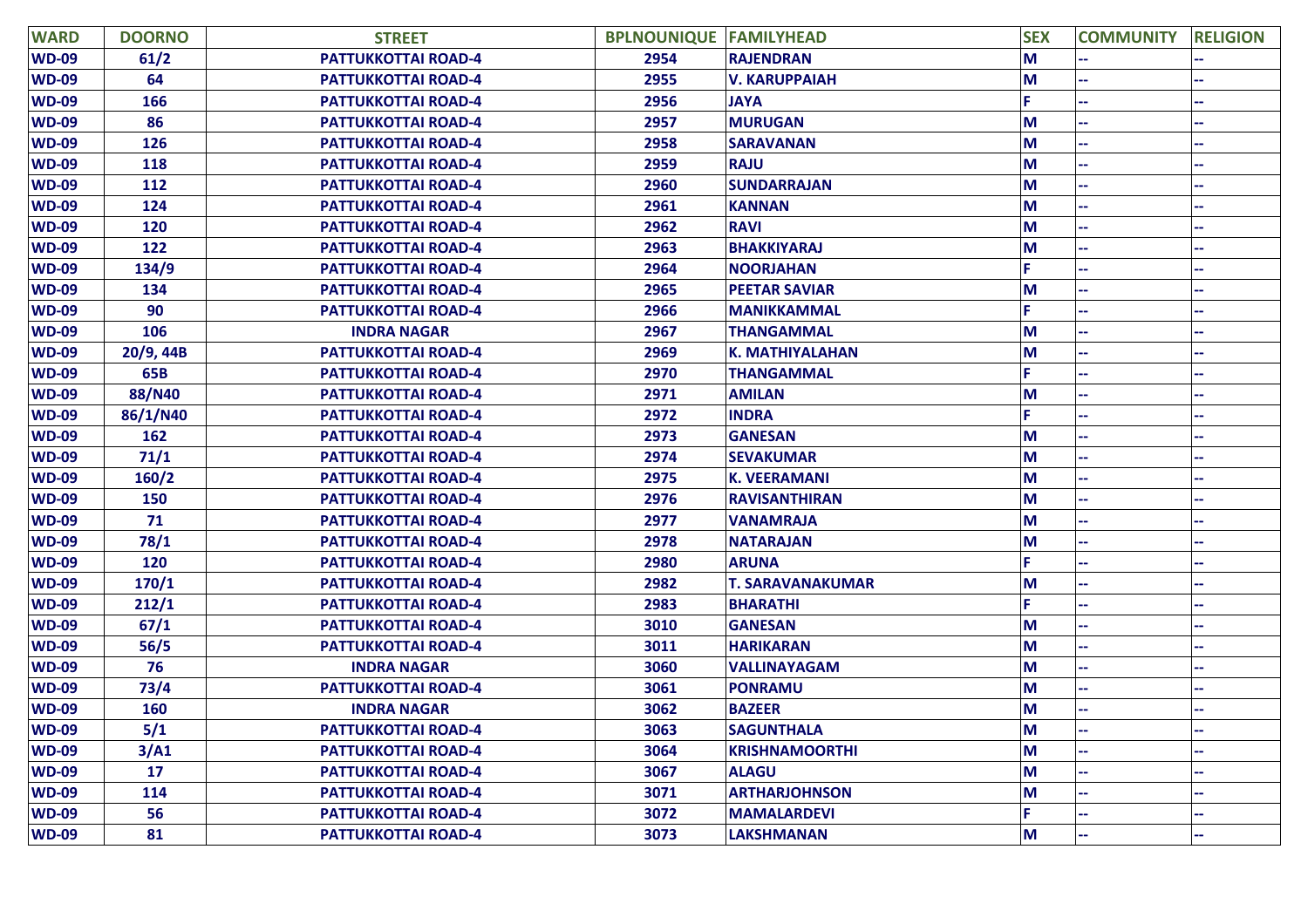| WARD | DOORNO | STREET | BPLNOUNIQUE | FAMILYHEAD | SEX | COMMUNITY | RELIGION |
|---|---|---|---|---|---|---|---|
| WD-09 | 61/2 | PATTUKKOTTAI ROAD-4 | 2954 | RAJENDRAN | M | -- | -- |
| WD-09 | 64 | PATTUKKOTTAI ROAD-4 | 2955 | V. KARUPPAIAH | M | -- | -- |
| WD-09 | 166 | PATTUKKOTTAI ROAD-4 | 2956 | JAYA | F | -- | -- |
| WD-09 | 86 | PATTUKKOTTAI ROAD-4 | 2957 | MURUGAN | M | -- | -- |
| WD-09 | 126 | PATTUKKOTTAI ROAD-4 | 2958 | SARAVANAN | M | -- | -- |
| WD-09 | 118 | PATTUKKOTTAI ROAD-4 | 2959 | RAJU | M | -- | -- |
| WD-09 | 112 | PATTUKKOTTAI ROAD-4 | 2960 | SUNDARRAJAN | M | -- | -- |
| WD-09 | 124 | PATTUKKOTTAI ROAD-4 | 2961 | KANNAN | M | -- | -- |
| WD-09 | 120 | PATTUKKOTTAI ROAD-4 | 2962 | RAVI | M | -- | -- |
| WD-09 | 122 | PATTUKKOTTAI ROAD-4 | 2963 | BHAKKIYARAJ | M | -- | -- |
| WD-09 | 134/9 | PATTUKKOTTAI ROAD-4 | 2964 | NOORJAHAN | F | -- | -- |
| WD-09 | 134 | PATTUKKOTTAI ROAD-4 | 2965 | PEETAR SAVIAR | M | -- | -- |
| WD-09 | 90 | PATTUKKOTTAI ROAD-4 | 2966 | MANIKKAMMAL | F | -- | -- |
| WD-09 | 106 | INDRA NAGAR | 2967 | THANGAMMAL | M | -- | -- |
| WD-09 | 20/9, 44B | PATTUKKOTTAI ROAD-4 | 2969 | K. MATHIYALAHAN | M | -- | -- |
| WD-09 | 65B | PATTUKKOTTAI ROAD-4 | 2970 | THANGAMMAL | F | -- | -- |
| WD-09 | 88/N40 | PATTUKKOTTAI ROAD-4 | 2971 | AMILAN | M | -- | -- |
| WD-09 | 86/1/N40 | PATTUKKOTTAI ROAD-4 | 2972 | INDRA | F | -- | -- |
| WD-09 | 162 | PATTUKKOTTAI ROAD-4 | 2973 | GANESAN | M | -- | -- |
| WD-09 | 71/1 | PATTUKKOTTAI ROAD-4 | 2974 | SEVAKUMAR | M | -- | -- |
| WD-09 | 160/2 | PATTUKKOTTAI ROAD-4 | 2975 | K. VEERAMANI | M | -- | -- |
| WD-09 | 150 | PATTUKKOTTAI ROAD-4 | 2976 | RAVISANTHIRAN | M | -- | -- |
| WD-09 | 71 | PATTUKKOTTAI ROAD-4 | 2977 | VANAMRAJA | M | -- | -- |
| WD-09 | 78/1 | PATTUKKOTTAI ROAD-4 | 2978 | NATARAJAN | M | -- | -- |
| WD-09 | 120 | PATTUKKOTTAI ROAD-4 | 2980 | ARUNA | F | -- | -- |
| WD-09 | 170/1 | PATTUKKOTTAI ROAD-4 | 2982 | T. SARAVANAKUMAR | M | -- | -- |
| WD-09 | 212/1 | PATTUKKOTTAI ROAD-4 | 2983 | BHARATHI | F | -- | -- |
| WD-09 | 67/1 | PATTUKKOTTAI ROAD-4 | 3010 | GANESAN | M | -- | -- |
| WD-09 | 56/5 | PATTUKKOTTAI ROAD-4 | 3011 | HARIKARAN | M | -- | -- |
| WD-09 | 76 | INDRA NAGAR | 3060 | VALLINAYAGAM | M | -- | -- |
| WD-09 | 73/4 | PATTUKKOTTAI ROAD-4 | 3061 | PONRAMU | M | -- | -- |
| WD-09 | 160 | INDRA NAGAR | 3062 | BAZEER | M | -- | -- |
| WD-09 | 5/1 | PATTUKKOTTAI ROAD-4 | 3063 | SAGUNTHALA | M | -- | -- |
| WD-09 | 3/A1 | PATTUKKOTTAI ROAD-4 | 3064 | KRISHNAMOORTHI | M | -- | -- |
| WD-09 | 17 | PATTUKKOTTAI ROAD-4 | 3067 | ALAGU | M | -- | -- |
| WD-09 | 114 | PATTUKKOTTAI ROAD-4 | 3071 | ARTHARJOHNSON | M | -- | -- |
| WD-09 | 56 | PATTUKKOTTAI ROAD-4 | 3072 | MAMALARDEVI | F | -- | -- |
| WD-09 | 81 | PATTUKKOTTAI ROAD-4 | 3073 | LAKSHMANAN | M | -- | -- |